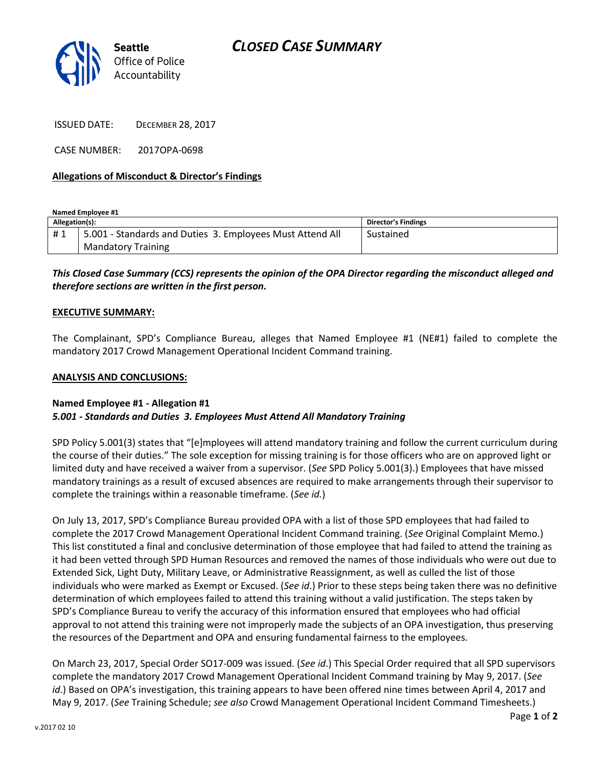# CLOSED CASE SUMMARY

Seattle Office of Police Accountability

ISSUED DATE: DECEMBER 28, 2017

CASE NUMBER: 2017OPA-0698

**Allegations of Misconduct & Director's Findings**

**Named Employee #1**

| Allegation(s): | | Director's Findings |
|---|---|---|
| # 1 | 5.001 - Standards and Duties 3. Employees Must Attend All Mandatory Training | Sustained |

***This Closed Case Summary (CCS) represents the opinion of the OPA Director regarding the misconduct alleged and therefore sections are written in the first person.***

**EXECUTIVE SUMMARY:**

The Complainant, SPD's Compliance Bureau, alleges that Named Employee #1 (NE#1) failed to complete the mandatory 2017 Crowd Management Operational Incident Command training.

**ANALYSIS AND CONCLUSIONS:**

**Named Employee #1 - Allegation #1**
***5.001 - Standards and Duties 3. Employees Must Attend All Mandatory Training***

SPD Policy 5.001(3) states that "[e]mployees will attend mandatory training and follow the current curriculum during the course of their duties." The sole exception for missing training is for those officers who are on approved light or limited duty and have received a waiver from a supervisor. (*See* SPD Policy 5.001(3).) Employees that have missed mandatory trainings as a result of excused absences are required to make arrangements through their supervisor to complete the trainings within a reasonable timeframe. (*See id.*)

On July 13, 2017, SPD's Compliance Bureau provided OPA with a list of those SPD employees that had failed to complete the 2017 Crowd Management Operational Incident Command training. (*See* Original Complaint Memo.) This list constituted a final and conclusive determination of those employee that had failed to attend the training as it had been vetted through SPD Human Resources and removed the names of those individuals who were out due to Extended Sick, Light Duty, Military Leave, or Administrative Reassignment, as well as culled the list of those individuals who were marked as Exempt or Excused. (*See id*.) Prior to these steps being taken there was no definitive determination of which employees failed to attend this training without a valid justification. The steps taken by SPD's Compliance Bureau to verify the accuracy of this information ensured that employees who had official approval to not attend this training were not improperly made the subjects of an OPA investigation, thus preserving the resources of the Department and OPA and ensuring fundamental fairness to the employees.

On March 23, 2017, Special Order SO17-009 was issued. (*See id*.) This Special Order required that all SPD supervisors complete the mandatory 2017 Crowd Management Operational Incident Command training by May 9, 2017. (*See id*.) Based on OPA's investigation, this training appears to have been offered nine times between April 4, 2017 and May 9, 2017. (*See* Training Schedule; *see also* Crowd Management Operational Incident Command Timesheets.)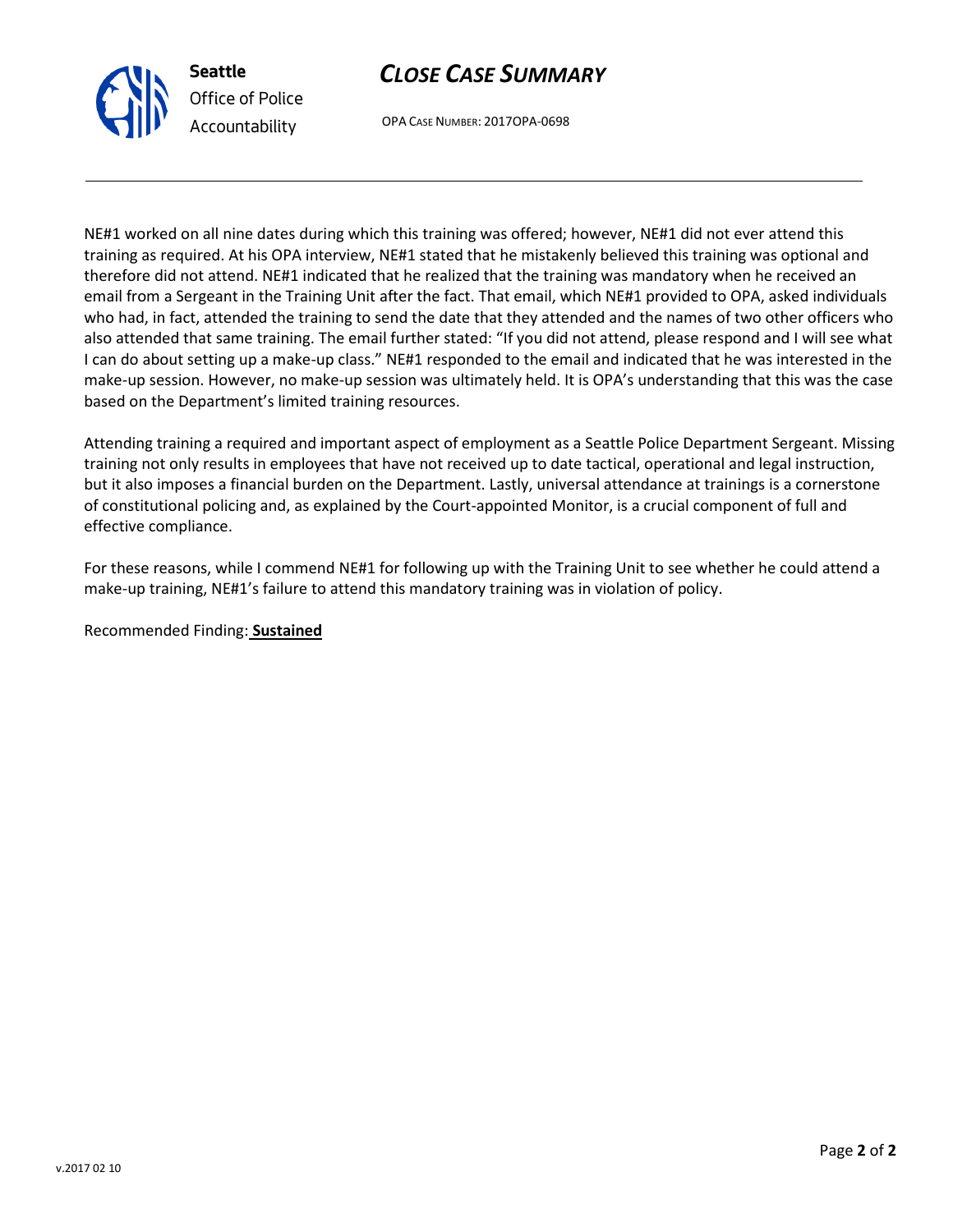NE#1 worked on all nine dates during which this training was offered; however, NE#1 did not ever attend this training as required. At his OPA interview, NE#1 stated that he mistakenly believed this training was optional and therefore did not attend. NE#1 indicated that he realized that the training was mandatory when he received an email from a Sergeant in the Training Unit after the fact. That email, which NE#1 provided to OPA, asked individuals who had, in fact, attended the training to send the date that they attended and the names of two other officers who also attended that same training. The email further stated: "If you did not attend, please respond and I will see what I can do about setting up a make-up class." NE#1 responded to the email and indicated that he was interested in the make-up session. However, no make-up session was ultimately held. It is OPA's understanding that this was the case based on the Department's limited training resources.

Attending training a required and important aspect of employment as a Seattle Police Department Sergeant. Missing training not only results in employees that have not received up to date tactical, operational and legal instruction, but it also imposes a financial burden on the Department. Lastly, universal attendance at trainings is a cornerstone of constitutional policing and, as explained by the Court-appointed Monitor, is a crucial component of full and effective compliance.

For these reasons, while I commend NE#1 for following up with the Training Unit to see whether he could attend a make-up training, NE#1's failure to attend this mandatory training was in violation of policy.

Recommended Finding: **Sustained**